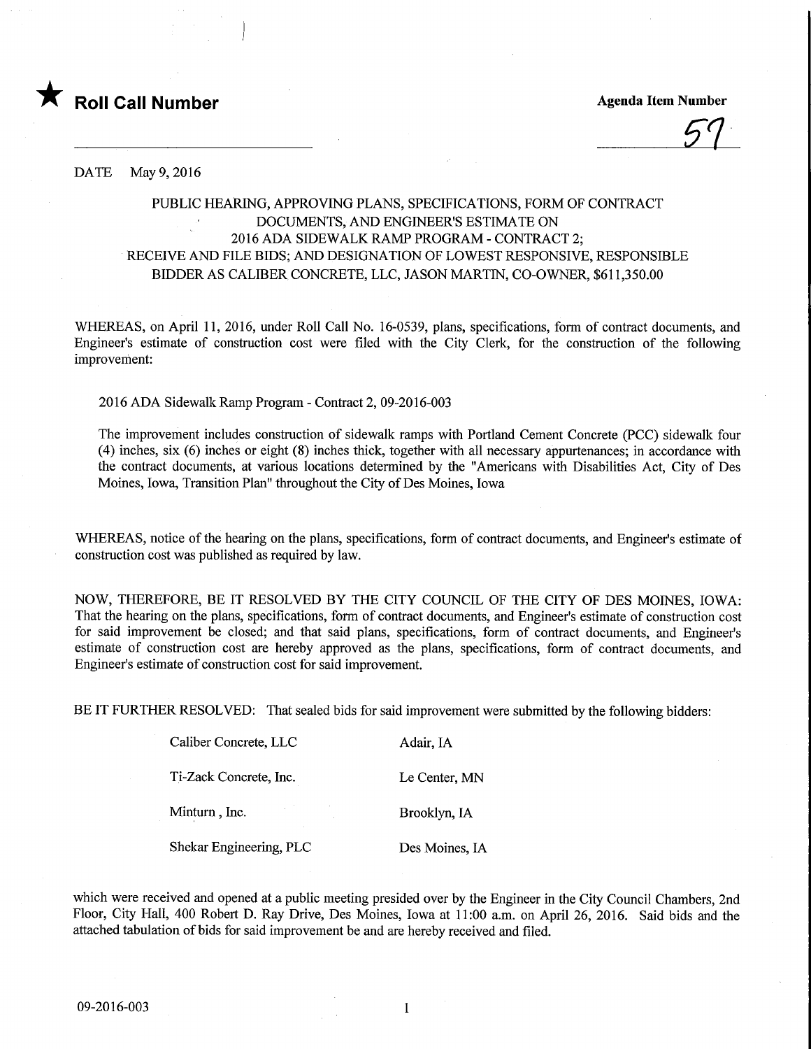★ **Roll Call Number**

**Agenda Item Number**

57

DATE May 9, 2016

PUBLIC HEARING, APPROVING PLANS, SPECIFICATIONS, FORM OF CONTRACT DOCUMENTS, AND ENGINEER'S ESTIMATE ON 2016 ADA SIDEWALK RAMP PROGRAM - CONTRACT 2; RECEIVE AND FILE BIDS; AND DESIGNATION OF LOWEST RESPONSIVE, RESPONSIBLE BIDDER AS CALIBER CONCRETE, LLC, JASON MARTIN, CO-OWNER, $611,350.00

WHEREAS, on April 11, 2016, under Roll Call No. 16-0539, plans, specifications, form of contract documents, and Engineer's estimate of construction cost were filed with the City Clerk, for the construction of the following improvement:

2016 ADA Sidewalk Ramp Program - Contract 2, 09-2016-003

The improvement includes construction of sidewalk ramps with Portland Cement Concrete (PCC) sidewalk four (4) inches, six (6) inches or eight (8) inches thick, together with all necessary appurtenances; in accordance with the contract documents, at various locations determined by the "Americans with Disabilities Act, City of Des Moines, Iowa, Transition Plan" throughout the City of Des Moines, Iowa

WHEREAS, notice of the hearing on the plans, specifications, form of contract documents, and Engineer's estimate of construction cost was published as required by law.

NOW, THEREFORE, BE IT RESOLVED BY THE CITY COUNCIL OF THE CITY OF DES MOINES, IOWA: That the hearing on the plans, specifications, form of contract documents, and Engineer's estimate of construction cost for said improvement be closed; and that said plans, specifications, form of contract documents, and Engineer's estimate of construction cost are hereby approved as the plans, specifications, form of contract documents, and Engineer's estimate of construction cost for said improvement.

BE IT FURTHER RESOLVED: That sealed bids for said improvement were submitted by the following bidders:

| | |
|---|---|
| Caliber Concrete, LLC | Adair, IA |
| Ti-Zack Concrete, Inc. | Le Center, MN |
| Minturn , Inc. | Brooklyn, IA |
| Shekar Engineering, PLC | Des Moines, IA |

which were received and opened at a public meeting presided over by the Engineer in the City Council Chambers, 2nd Floor, City Hall, 400 Robert D. Ray Drive, Des Moines, Iowa at 11:00 a.m. on April 26, 2016. Said bids and the attached tabulation of bids for said improvement be and are hereby received and filed.

09-2016-003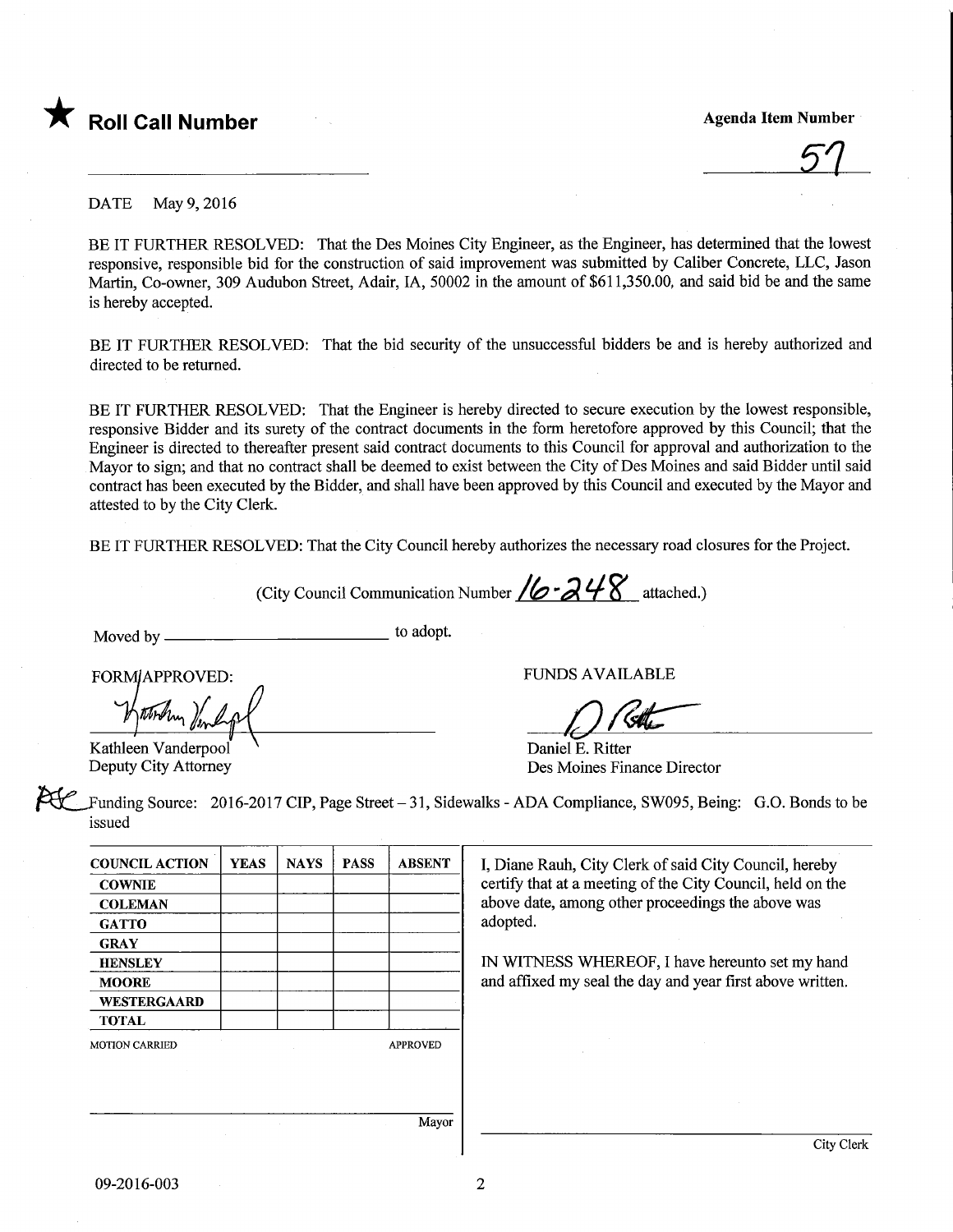★ **Roll Call Number**

**Agenda Item Number**

57

DATE May 9, 2016

BE IT FURTHER RESOLVED: That the Des Moines City Engineer, as the Engineer, has determined that the lowest responsive, responsible bid for the construction of said improvement was submitted by Caliber Concrete, LLC, Jason Martin, Co-owner, 309 Audubon Street, Adair, IA, 50002 in the amount of $611,350.00, and said bid be and the same is hereby accepted.

BE IT FURTHER RESOLVED: That the bid security of the unsuccessful bidders be and is hereby authorized and directed to be returned.

BE IT FURTHER RESOLVED: That the Engineer is hereby directed to secure execution by the lowest responsible, responsive Bidder and its surety of the contract documents in the form heretofore approved by this Council; that the Engineer is directed to thereafter present said contract documents to this Council for approval and authorization to the Mayor to sign; and that no contract shall be deemed to exist between the City of Des Moines and said Bidder until said contract has been executed by the Bidder, and shall have been approved by this Council and executed by the Mayor and attested to by the City Clerk.

BE IT FURTHER RESOLVED: That the City Council hereby authorizes the necessary road closures for the Project.

(City Council Communication Number 16-248 attached.)

Moved by ______________________ to adopt.

FORM APPROVED:

Kathleen Vanderpool
Deputy City Attorney

FUNDS AVAILABLE

Daniel E. Ritter
Des Moines Finance Director

Funding Source: 2016-2017 CIP, Page Street – 31, Sidewalks - ADA Compliance, SW095, Being: G.O. Bonds to be issued

| COUNCIL ACTION | YEAS | NAYS | PASS | ABSENT |
|---|---|---|---|---|
| COWNIE | | | | |
| COLEMAN | | | | |
| GATTO | | | | |
| GRAY | | | | |
| HENSLEY | | | | |
| MOORE | | | | |
| WESTERGAARD | | | | |
| TOTAL | | | | |

MOTION CARRIED APPROVED

_______________ Mayor

I, Diane Rauh, City Clerk of said City Council, hereby certify that at a meeting of the City Council, held on the above date, among other proceedings the above was adopted.

IN WITNESS WHEREOF, I have hereunto set my hand and affixed my seal the day and year first above written.

_______________ City Clerk

09-2016-003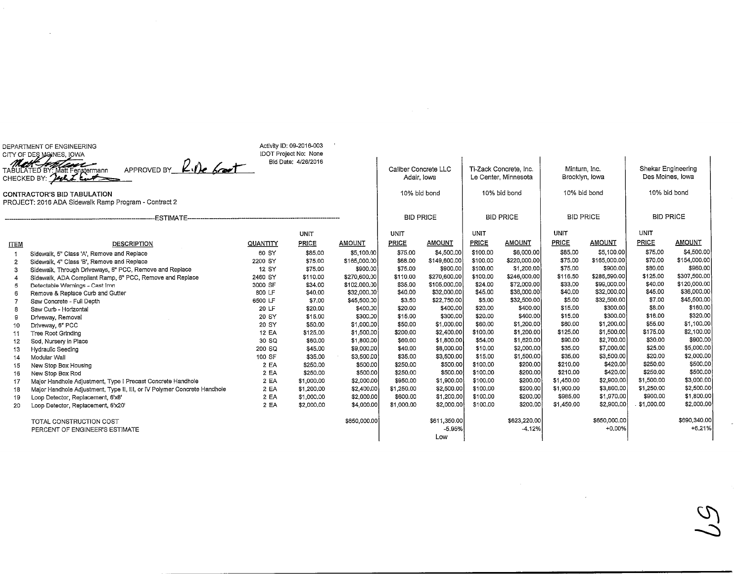DEPARTMENT OF ENGINEERING
CITY OF DES MOINES, IOWA

TABULATED BY: Matt Fenstermann APPROVED BY R. De Groot
CHECKED BY:

Activity ID: 09-2016-003
IDOT Project No: None
Bid Date: 4/26/2016

**CONTRACTOR'S BID TABULATION**
PROJECT: 2016 ADA Sidewalk Ramp Program - Contract 2

| | | | ESTIMATE | | Caliber Concrete LLC Adair, Iowa 10% bid bond BID PRICE | | Ti-Zack Concrete, Inc. Le Center, Minnesota 10% bid bond BID PRICE | | Minturn, Inc. Brooklyn, Iowa 10% bid bond BID PRICE | | Shekar Engineering Des Moines, Iowa 10% bid bond BID PRICE | |
|---|---|---|---|---|---|---|---|---|---|---|---|---|
| ITEM | DESCRIPTION | QUANTITY | UNIT PRICE | AMOUNT | UNIT PRICE | AMOUNT | UNIT PRICE | AMOUNT | UNIT PRICE | AMOUNT | UNIT PRICE | AMOUNT |
| 1 | Sidewalk, 5" Class 'A', Remove and Replace | 60 SY | $85.00 | $5,100.00 | $75.00 | $4,500.00 | $100.00 | $6,000.00 | $85.00 | $5,100.00 | $75.00 | $4,500.00 |
| 2 | Sidewalk, 4" Class 'B', Remove and Replace | 2200 SY | $75.00 | $165,000.00 | $68.00 | $149,600.00 | $100.00 | $220,000.00 | $75.00 | $165,000.00 | $70.00 | $154,000.00 |
| 3 | Sidewalk, Through Driveways, 6" PCC, Remove and Replace | 12 SY | $75.00 | $900.00 | $75.00 | $900.00 | $100.00 | $1,200.00 | $75.00 | $900.00 | $80.00 | $960.00 |
| 4 | Sidewalk, ADA Compliant Ramp, 6" PCC, Remove and Replace | 2460 SY | $110.00 | $270,600.00 | $110.00 | $270,600.00 | $100.00 | $246,000.00 | $116.50 | $286,590.00 | $125.00 | $307,500.00 |
| 5 | Detectable Warnings - Cast Iron | 3000 SF | $34.00 | $102,000.00 | $35.00 | $105,000.00 | $24.00 | $72,000.00 | $33.00 | $99,000.00 | $40.00 | $120,000.00 |
| 6 | Remove & Replace Curb and Gutter | 800 LF | $40.00 | $32,000.00 | $40.00 | $32,000.00 | $45.00 | $36,000.00 | $40.00 | $32,000.00 | $45.00 | $36,000.00 |
| 7 | Saw Concrete - Full Depth | 6500 LF | $7.00 | $45,500.00 | $3.50 | $22,750.00 | $5.00 | $32,500.00 | $5.00 | $32,500.00 | $7.00 | $45,500.00 |
| 8 | Saw Curb - Horizontal | 20 LF | $20.00 | $400.00 | $20.00 | $400.00 | $20.00 | $400.00 | $15.00 | $300.00 | $8.00 | $160.00 |
| 9 | Driveway, Removal | 20 SY | $15.00 | $300.00 | $15.00 | $300.00 | $20.00 | $400.00 | $15.00 | $300.00 | $16.00 | $320.00 |
| 10 | Driveway, 6" PCC | 20 SY | $50.00 | $1,000.00 | $50.00 | $1,000.00 | $60.00 | $1,200.00 | $60.00 | $1,200.00 | $55.00 | $1,100.00 |
| 11 | Tree Root Grinding | 12 EA | $125.00 | $1,500.00 | $200.00 | $2,400.00 | $100.00 | $1,200.00 | $125.00 | $1,500.00 | $175.00 | $2,100.00 |
| 12 | Sod, Nursery in Place | 30 SQ | $60.00 | $1,800.00 | $60.00 | $1,800.00 | $54.00 | $1,620.00 | $90.00 | $2,700.00 | $30.00 | $900.00 |
| 13 | Hydraulic Seeding | 200 SQ | $45.00 | $9,000.00 | $40.00 | $8,000.00 | $10.00 | $2,000.00 | $35.00 | $7,000.00 | $25.00 | $5,000.00 |
| 14 | Modular Wall | 100 SF | $35.00 | $3,500.00 | $35.00 | $3,500.00 | $15.00 | $1,500.00 | $35.00 | $3,500.00 | $20.00 | $2,000.00 |
| 15 | New Stop Box Housing | 2 EA | $250.00 | $500.00 | $250.00 | $500.00 | $100.00 | $200.00 | $210.00 | $420.00 | $250.00 | $500.00 |
| 16 | New Stop Box Rod | 2 EA | $250.00 | $500.00 | $250.00 | $500.00 | $100.00 | $200.00 | $210.00 | $420.00 | $250.00 | $500.00 |
| 17 | Major Handhole Adjustment, Type I Precast Concrete Handhole | 2 EA | $1,000.00 | $2,000.00 | $950.00 | $1,900.00 | $100.00 | $200.00 | $1,450.00 | $2,900.00 | $1,500.00 | $3,000.00 |
| 18 | Major Handhole Adjustment, Type II, III, or IV Polymer Concrete Handhole | 2 EA | $1,200.00 | $2,400.00 | $1,250.00 | $2,500.00 | $100.00 | $200.00 | $1,900.00 | $3,800.00 | $1,250.00 | $2,500.00 |
| 19 | Loop Detector, Replacement, 6'x8' | 2 EA | $1,000.00 | $2,000.00 | $600.00 | $1,200.00 | $100.00 | $200.00 | $985.00 | $1,970.00 | $900.00 | $1,800.00 |
| 20 | Loop Detector, Replacement, 6'x20' | 2 EA | $2,000.00 | $4,000.00 | $1,000.00 | $2,000.00 | $100.00 | $200.00 | $1,450.00 | $2,900.00 | $1,000.00 | $2,000.00 |
| | TOTAL CONSTRUCTION COST | | | $650,000.00 | | $611,350.00 | | $623,220.00 | | $650,000.00 | | $690,340.00 |
| | PERCENT OF ENGINEER'S ESTIMATE | | | | | -5.95% | | -4.12% | | +0.00% | | +6.21% |
| | | | | | | Low | | | | | | |